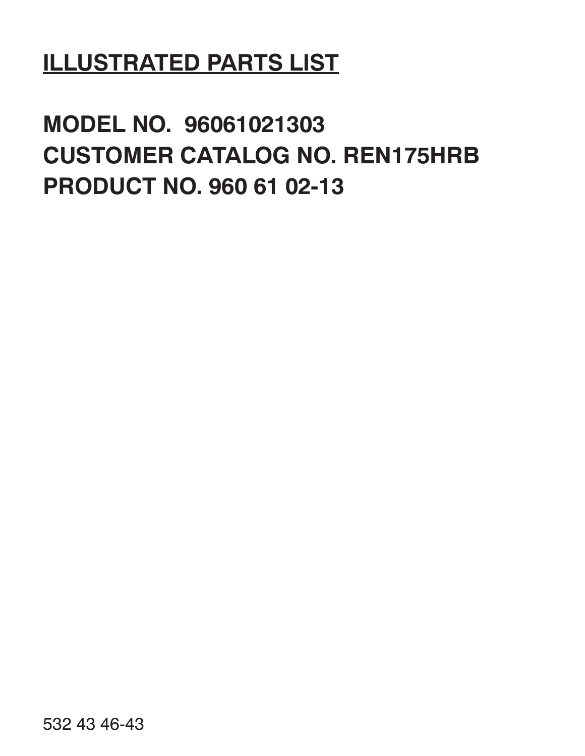# ILLUSTRATED PARTS LIST

## MODEL NO. 96061021303
## CUSTOMER CATALOG NO. REN175HRB
## PRODUCT NO. 960 61 02-13

532 43 46-43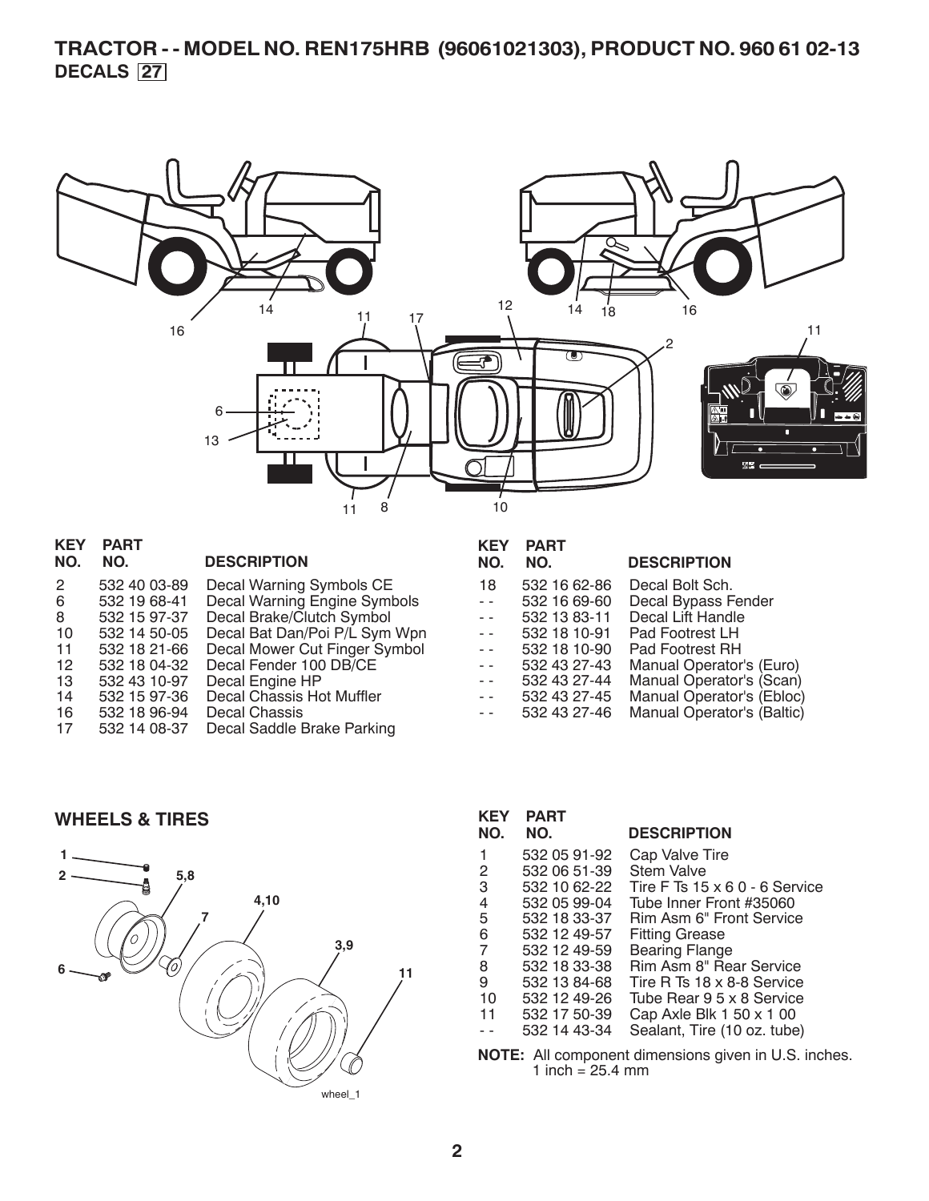# TRACTOR - - MODEL NO. REN175HRB (96061021303), PRODUCT NO. 960 61 02-13

## DECALS 27

| KEY NO. | PART NO. | DESCRIPTION |
|---|---|---|
| 2 | 532 40 03-89 | Decal Warning Symbols CE |
| 6 | 532 19 68-41 | Decal Warning Engine Symbols |
| 8 | 532 15 97-37 | Decal Brake/Clutch Symbol |
| 10 | 532 14 50-05 | Decal Bat Dan/Poi P/L Sym Wpn |
| 11 | 532 18 21-66 | Decal Mower Cut Finger Symbol |
| 12 | 532 18 04-32 | Decal Fender 100 DB/CE |
| 13 | 532 43 10-97 | Decal Engine HP |
| 14 | 532 15 97-36 | Decal Chassis Hot Muffler |
| 16 | 532 18 96-94 | Decal Chassis |
| 17 | 532 14 08-37 | Decal Saddle Brake Parking |
| 18 | 532 16 62-86 | Decal Bolt Sch. |
| - - | 532 16 69-60 | Decal Bypass Fender |
| - - | 532 13 83-11 | Decal Lift Handle |
| - - | 532 18 10-91 | Pad Footrest LH |
| - - | 532 18 10-90 | Pad Footrest RH |
| - - | 532 43 27-43 | Manual Operator's (Euro) |
| - - | 532 43 27-44 | Manual Operator's (Scan) |
| - - | 532 43 27-45 | Manual Operator's (Ebloc) |
| - - | 532 43 27-46 | Manual Operator's (Baltic) |

## WHEELS & TIRES

| KEY NO. | PART NO. | DESCRIPTION |
|---|---|---|
| 1 | 532 05 91-92 | Cap Valve Tire |
| 2 | 532 06 51-39 | Stem Valve |
| 3 | 532 10 62-22 | Tire F Ts 15 x 6 0 - 6 Service |
| 4 | 532 05 99-04 | Tube Inner Front #35060 |
| 5 | 532 18 33-37 | Rim Asm 6" Front Service |
| 6 | 532 12 49-57 | Fitting Grease |
| 7 | 532 12 49-59 | Bearing Flange |
| 8 | 532 18 33-38 | Rim Asm 8" Rear Service |
| 9 | 532 13 84-68 | Tire R Ts 18 x 8-8 Service |
| 10 | 532 12 49-26 | Tube Rear 9 5 x 8 Service |
| 11 | 532 17 50-39 | Cap Axle Blk 1 50 x 1 00 |
| - - | 532 14 43-34 | Sealant, Tire (10 oz. tube) |

**NOTE:** All component dimensions given in U.S. inches. 1 inch = 25.4 mm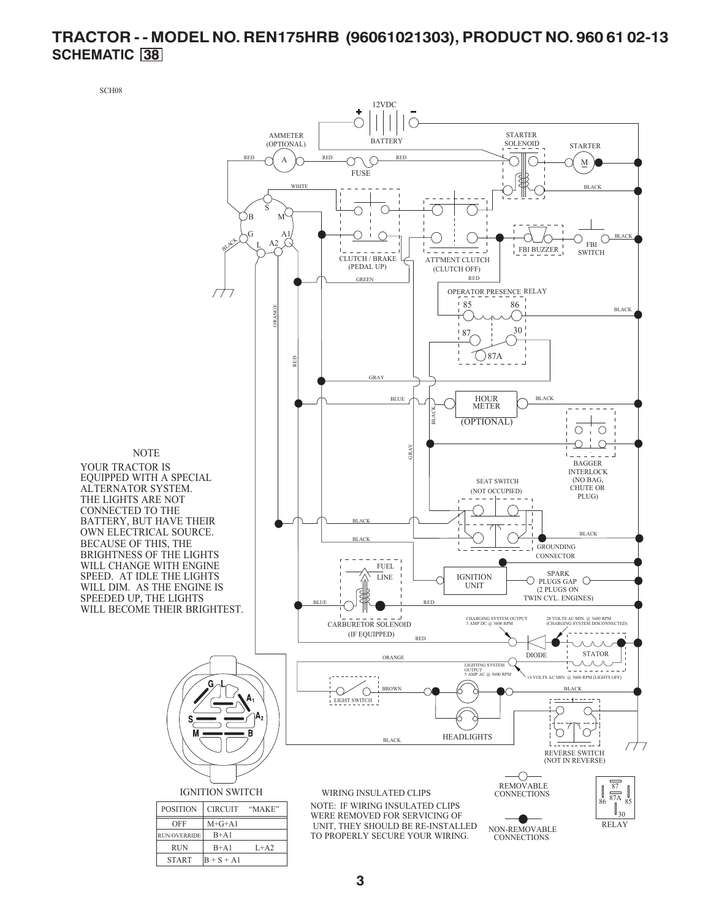# TRACTOR - - MODEL NO. REN175HRB (96061021303), PRODUCT NO. 960 61 02-13
## SCHEMATIC 38

SCH08

12VDC

BATTERY

AMMETER (OPTIONAL)

STARTER SOLENOID

STARTER

FUSE

RED

WHITE

BLACK

CLUTCH / BRAKE (PEDAL UP)

ATT'MENT CLUTCH (CLUTCH OFF)

FBI BUZZER

FBI SWITCH

GREEN

OPERATOR PRESENCE RELAY

85 86 87 30 87A

ORANGE

GRAY

BLUE

HOUR METER (OPTIONAL)

BAGGER INTERLOCK (NO BAG, CHUTE OR PLUG)

SEAT SWITCH (NOT OCCUPIED)

GROUNDING CONNECTOR

FUEL LINE

IGNITION UNIT

SPARK PLUGS GAP (2 PLUGS ON TWIN CYL. ENGINES)

CARBURETOR SOLENOID (IF EQUIPPED)

CHARGING SYSTEM OUTPUT 3 AMP DC @ 3600 RPM

28 VOLTS AC MIN. @ 3600 RPM (CHARGING SYSTEM DISCONNECTED)

DIODE

STATOR

LIGHTING SYSTEM OUTPUT 5 AMP AC @ 3600 RPM

14 VOLTS AC MIN. @ 3600 RPM (LIGHTS OFF)

BROWN

LIGHT SWITCH

HEADLIGHTS

REVERSE SWITCH (NOT IN REVERSE)

NOTE
YOUR TRACTOR IS EQUIPPED WITH A SPECIAL ALTERNATOR SYSTEM. THE LIGHTS ARE NOT CONNECTED TO THE BATTERY, BUT HAVE THEIR OWN ELECTRICAL SOURCE. BECAUSE OF THIS, THE BRIGHTNESS OF THE LIGHTS WILL CHANGE WITH ENGINE SPEED. AT IDLE THE LIGHTS WILL DIM. AS THE ENGINE IS SPEEDED UP, THE LIGHTS WILL BECOME THEIR BRIGHTEST.

IGNITION SWITCH

| POSITION | CIRCUIT | "MAKE" |
|---|---|---|
| OFF | M+G+A1 | |
| RUN/OVERRIDE | B+A1 | |
| RUN | B+A1 | L+A2 |
| START | B + S + A1 | |

WIRING INSULATED CLIPS

NOTE: IF WIRING INSULATED CLIPS WERE REMOVED FOR SERVICING OF UNIT, THEY SHOULD BE RE-INSTALLED TO PROPERLY SECURE YOUR WIRING.

REMOVABLE CONNECTIONS

NON-REMOVABLE CONNECTIONS

RELAY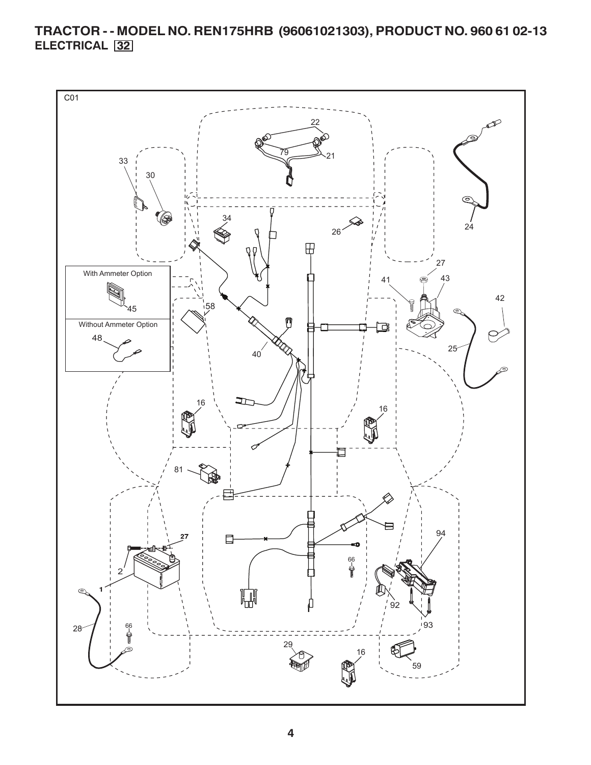# TRACTOR - - MODEL NO. REN175HRB (96061021303), PRODUCT NO. 960 61 02-13

## ELECTRICAL 32

C01

With Ammeter Option

45

Without Ammeter Option

48

22 79 21 33 30 34 26 24 27 41 43 42 58 40 25 16 16 81 27 2 1 94 66 92 93 28 66 29 16 59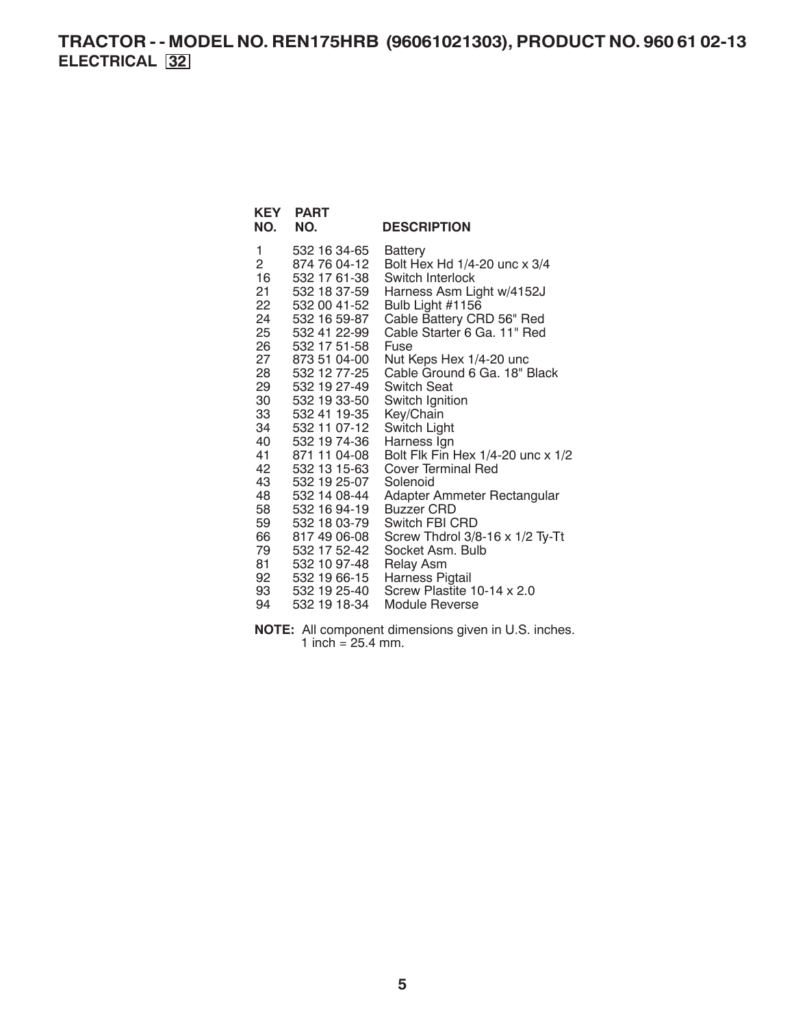# TRACTOR - - MODEL NO. REN175HRB (96061021303), PRODUCT NO. 960 61 02-13

## ELECTRICAL 32

| KEY NO. | PART NO. | DESCRIPTION |
|---|---|---|
| 1 | 532 16 34-65 | Battery |
| 2 | 874 76 04-12 | Bolt Hex Hd 1/4-20 unc x 3/4 |
| 16 | 532 17 61-38 | Switch Interlock |
| 21 | 532 18 37-59 | Harness Asm Light w/4152J |
| 22 | 532 00 41-52 | Bulb Light #1156 |
| 24 | 532 16 59-87 | Cable Battery CRD 56" Red |
| 25 | 532 41 22-99 | Cable Starter 6 Ga. 11" Red |
| 26 | 532 17 51-58 | Fuse |
| 27 | 873 51 04-00 | Nut Keps Hex 1/4-20 unc |
| 28 | 532 12 77-25 | Cable Ground 6 Ga. 18" Black |
| 29 | 532 19 27-49 | Switch Seat |
| 30 | 532 19 33-50 | Switch Ignition |
| 33 | 532 41 19-35 | Key/Chain |
| 34 | 532 11 07-12 | Switch Light |
| 40 | 532 19 74-36 | Harness Ign |
| 41 | 871 11 04-08 | Bolt Flk Fin Hex 1/4-20 unc x 1/2 |
| 42 | 532 13 15-63 | Cover Terminal Red |
| 43 | 532 19 25-07 | Solenoid |
| 48 | 532 14 08-44 | Adapter Ammeter Rectangular |
| 58 | 532 16 94-19 | Buzzer CRD |
| 59 | 532 18 03-79 | Switch FBI CRD |
| 66 | 817 49 06-08 | Screw Thdrol 3/8-16 x 1/2 Ty-Tt |
| 79 | 532 17 52-42 | Socket Asm. Bulb |
| 81 | 532 10 97-48 | Relay Asm |
| 92 | 532 19 66-15 | Harness Pigtail |
| 93 | 532 19 25-40 | Screw Plastite 10-14 x 2.0 |
| 94 | 532 19 18-34 | Module Reverse |

**NOTE:** All component dimensions given in U.S. inches.
1 inch = 25.4 mm.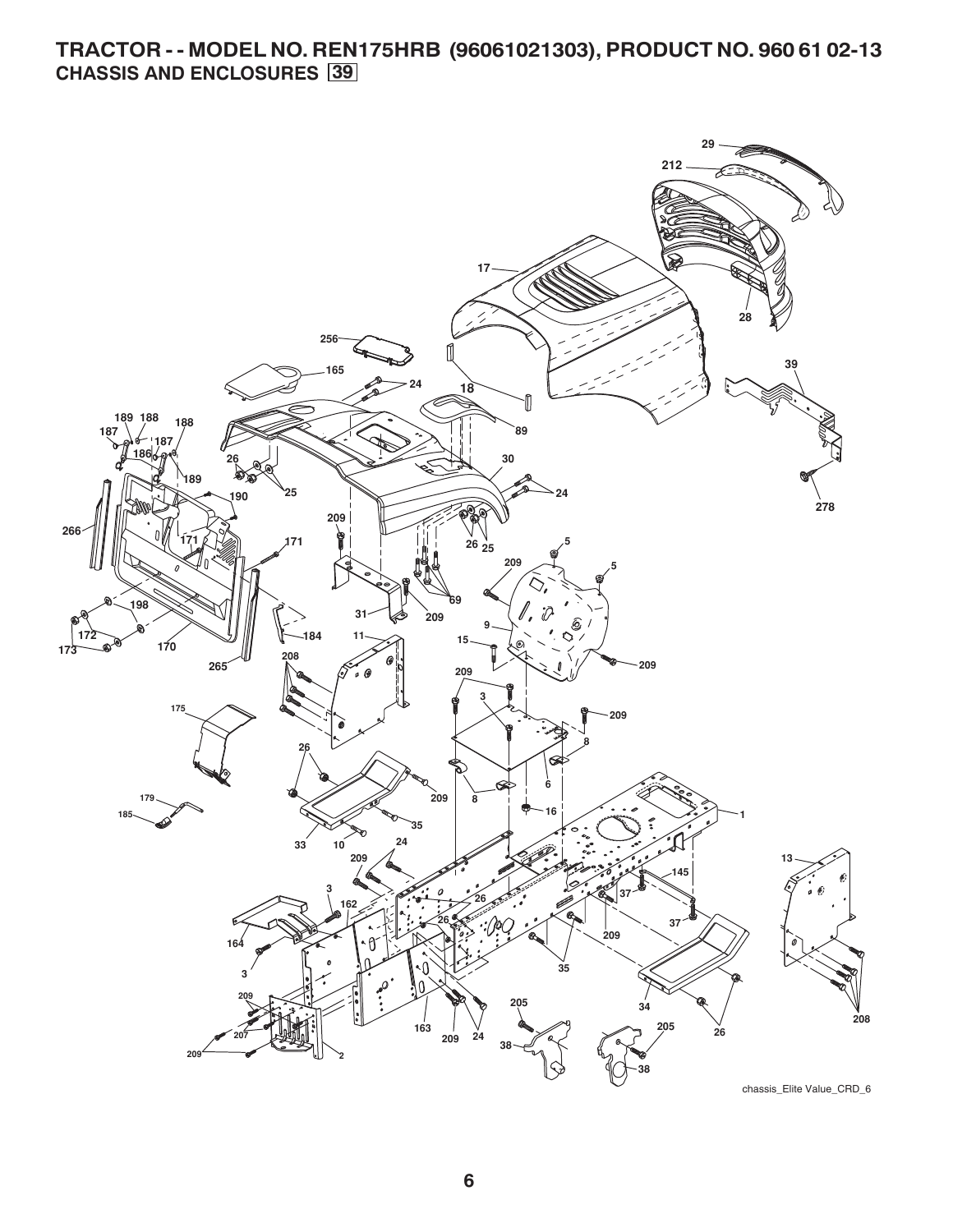# TRACTOR - - MODEL NO. REN175HRB (96061021303), PRODUCT NO. 960 61 02-13

## CHASSIS AND ENCLOSURES 39

chassis_Elite Value_CRD_6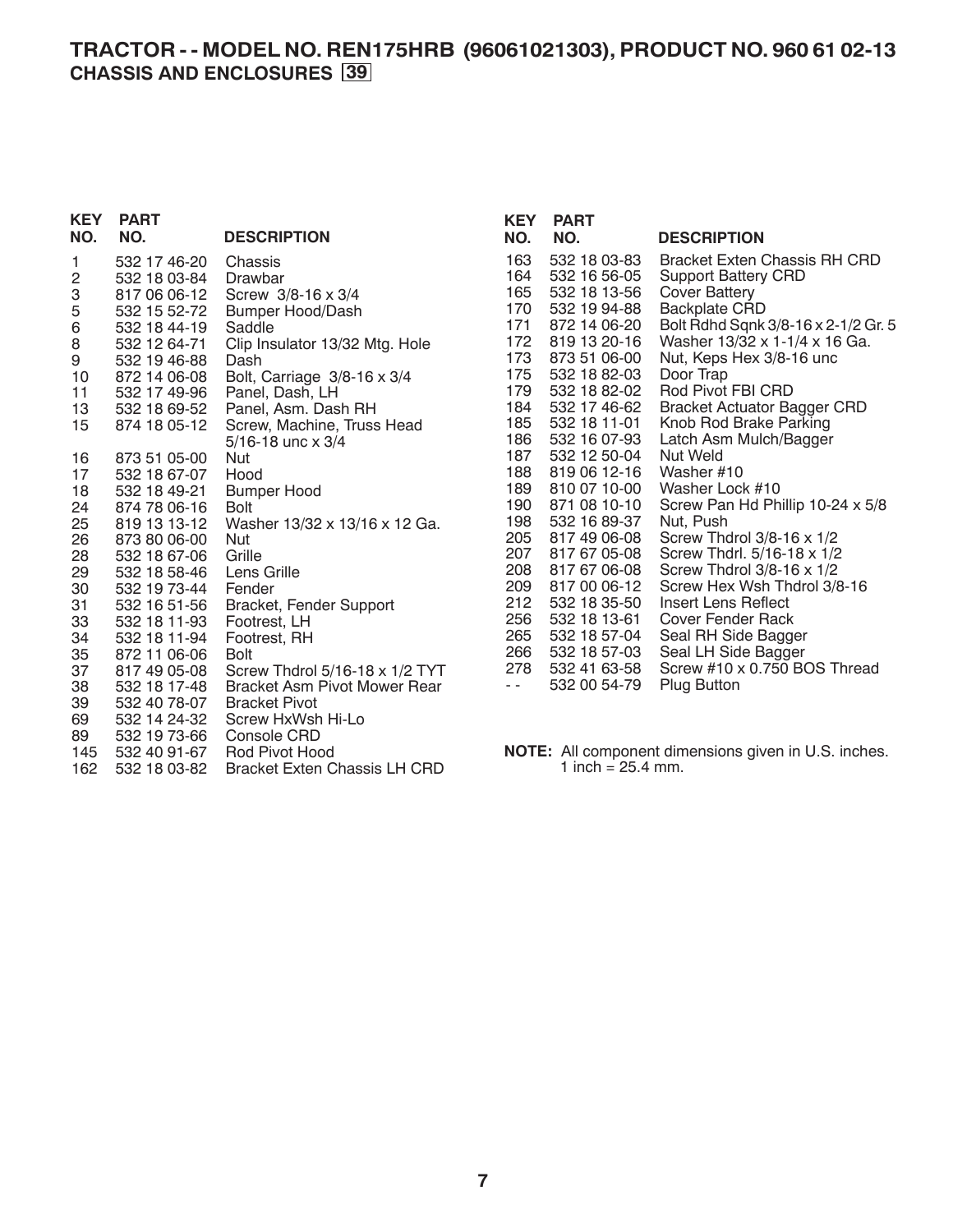# TRACTOR - - MODEL NO. REN175HRB (96061021303), PRODUCT NO. 960 61 02-13

## CHASSIS AND ENCLOSURES 39

| KEY NO. | PART NO. | DESCRIPTION |
|---|---|---|
| 1 | 532 17 46-20 | Chassis |
| 2 | 532 18 03-84 | Drawbar |
| 3 | 817 06 06-12 | Screw 3/8-16 x 3/4 |
| 5 | 532 15 52-72 | Bumper Hood/Dash |
| 6 | 532 18 44-19 | Saddle |
| 8 | 532 12 64-71 | Clip Insulator 13/32 Mtg. Hole |
| 9 | 532 19 46-88 | Dash |
| 10 | 872 14 06-08 | Bolt, Carriage 3/8-16 x 3/4 |
| 11 | 532 17 49-96 | Panel, Dash, LH |
| 13 | 532 18 69-52 | Panel, Asm. Dash RH |
| 15 | 874 18 05-12 | Screw, Machine, Truss Head 5/16-18 unc x 3/4 |
| 16 | 873 51 05-00 | Nut |
| 17 | 532 18 67-07 | Hood |
| 18 | 532 18 49-21 | Bumper Hood |
| 24 | 874 78 06-16 | Bolt |
| 25 | 819 13 13-12 | Washer 13/32 x 13/16 x 12 Ga. |
| 26 | 873 80 06-00 | Nut |
| 28 | 532 18 67-06 | Grille |
| 29 | 532 18 58-46 | Lens Grille |
| 30 | 532 19 73-44 | Fender |
| 31 | 532 16 51-56 | Bracket, Fender Support |
| 33 | 532 18 11-93 | Footrest, LH |
| 34 | 532 18 11-94 | Footrest, RH |
| 35 | 872 11 06-06 | Bolt |
| 37 | 817 49 05-08 | Screw Thdrol 5/16-18 x 1/2 TYT |
| 38 | 532 18 17-48 | Bracket Asm Pivot Mower Rear |
| 39 | 532 40 78-07 | Bracket Pivot |
| 69 | 532 14 24-32 | Screw HxWsh Hi-Lo |
| 89 | 532 19 73-66 | Console CRD |
| 145 | 532 40 91-67 | Rod Pivot Hood |
| 162 | 532 18 03-82 | Bracket Exten Chassis LH CRD |
| 163 | 532 18 03-83 | Bracket Exten Chassis RH CRD |
| 164 | 532 16 56-05 | Support Battery CRD |
| 165 | 532 18 13-56 | Cover Battery |
| 170 | 532 19 94-88 | Backplate CRD |
| 171 | 872 14 06-20 | Bolt Rdhd Sqnk 3/8-16 x 2-1/2 Gr. 5 |
| 172 | 819 13 20-16 | Washer 13/32 x 1-1/4 x 16 Ga. |
| 173 | 873 51 06-00 | Nut, Keps Hex 3/8-16 unc |
| 175 | 532 18 82-03 | Door Trap |
| 179 | 532 18 82-02 | Rod Pivot FBI CRD |
| 184 | 532 17 46-62 | Bracket Actuator Bagger CRD |
| 185 | 532 18 11-01 | Knob Rod Brake Parking |
| 186 | 532 16 07-93 | Latch Asm Mulch/Bagger |
| 187 | 532 12 50-04 | Nut Weld |
| 188 | 819 06 12-16 | Washer #10 |
| 189 | 810 07 10-00 | Washer Lock #10 |
| 190 | 871 08 10-10 | Screw Pan Hd Phillip 10-24 x 5/8 |
| 198 | 532 16 89-37 | Nut, Push |
| 205 | 817 49 06-08 | Screw Thdrol 3/8-16 x 1/2 |
| 207 | 817 67 05-08 | Screw Thdrl. 5/16-18 x 1/2 |
| 208 | 817 67 06-08 | Screw Thdrol 3/8-16 x 1/2 |
| 209 | 817 00 06-12 | Screw Hex Wsh Thdrol 3/8-16 |
| 212 | 532 18 35-50 | Insert Lens Reflect |
| 256 | 532 18 13-61 | Cover Fender Rack |
| 265 | 532 18 57-04 | Seal RH Side Bagger |
| 266 | 532 18 57-03 | Seal LH Side Bagger |
| 278 | 532 41 63-58 | Screw #10 x 0.750 BOS Thread |
| - - | 532 00 54-79 | Plug Button |

**NOTE:** All component dimensions given in U.S. inches. 1 inch = 25.4 mm.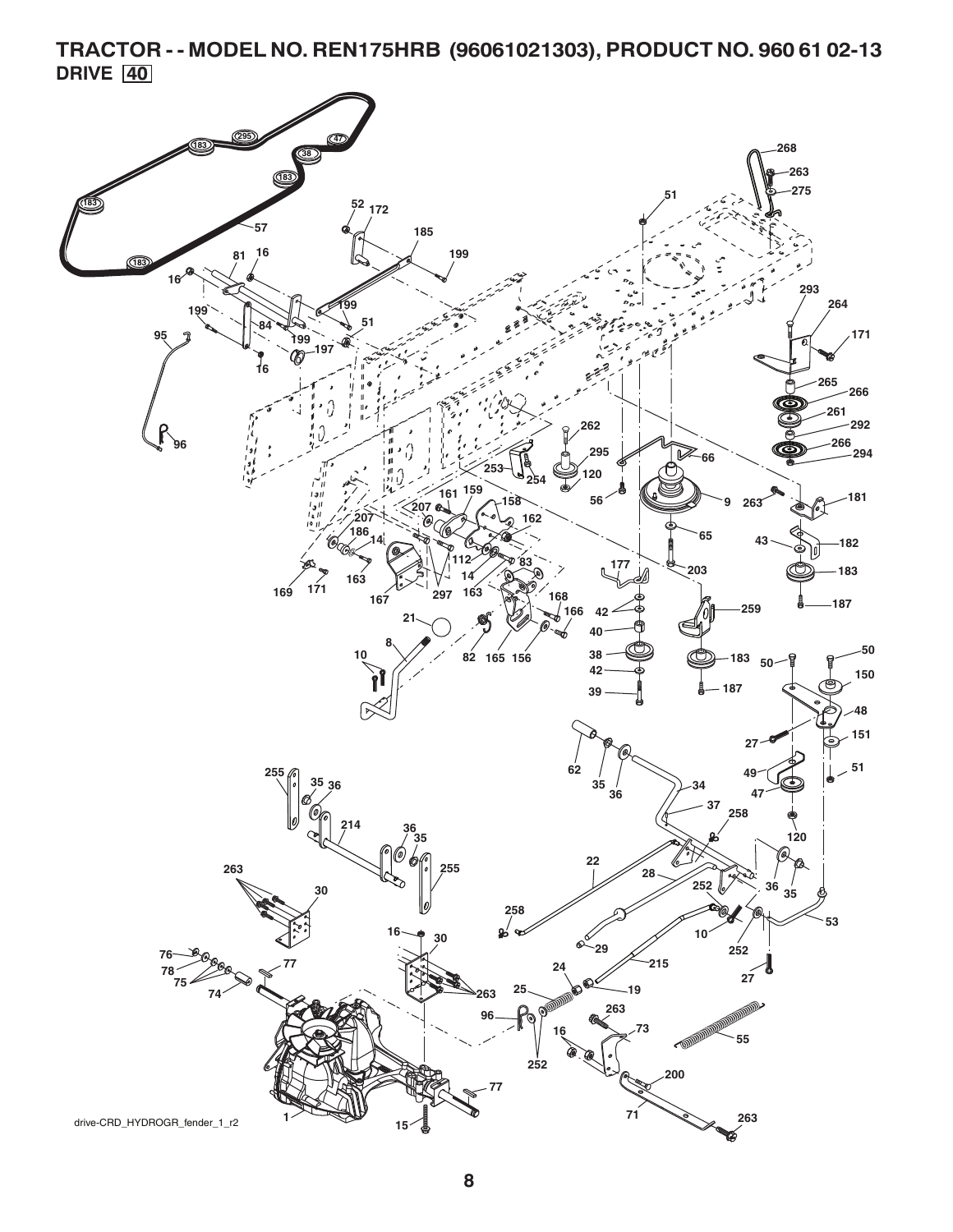# TRACTOR - - MODEL NO. REN175HRB (96061021303), PRODUCT NO. 960 61 02-13

## DRIVE 40

drive-CRD_HYDROGR_fender_1_r2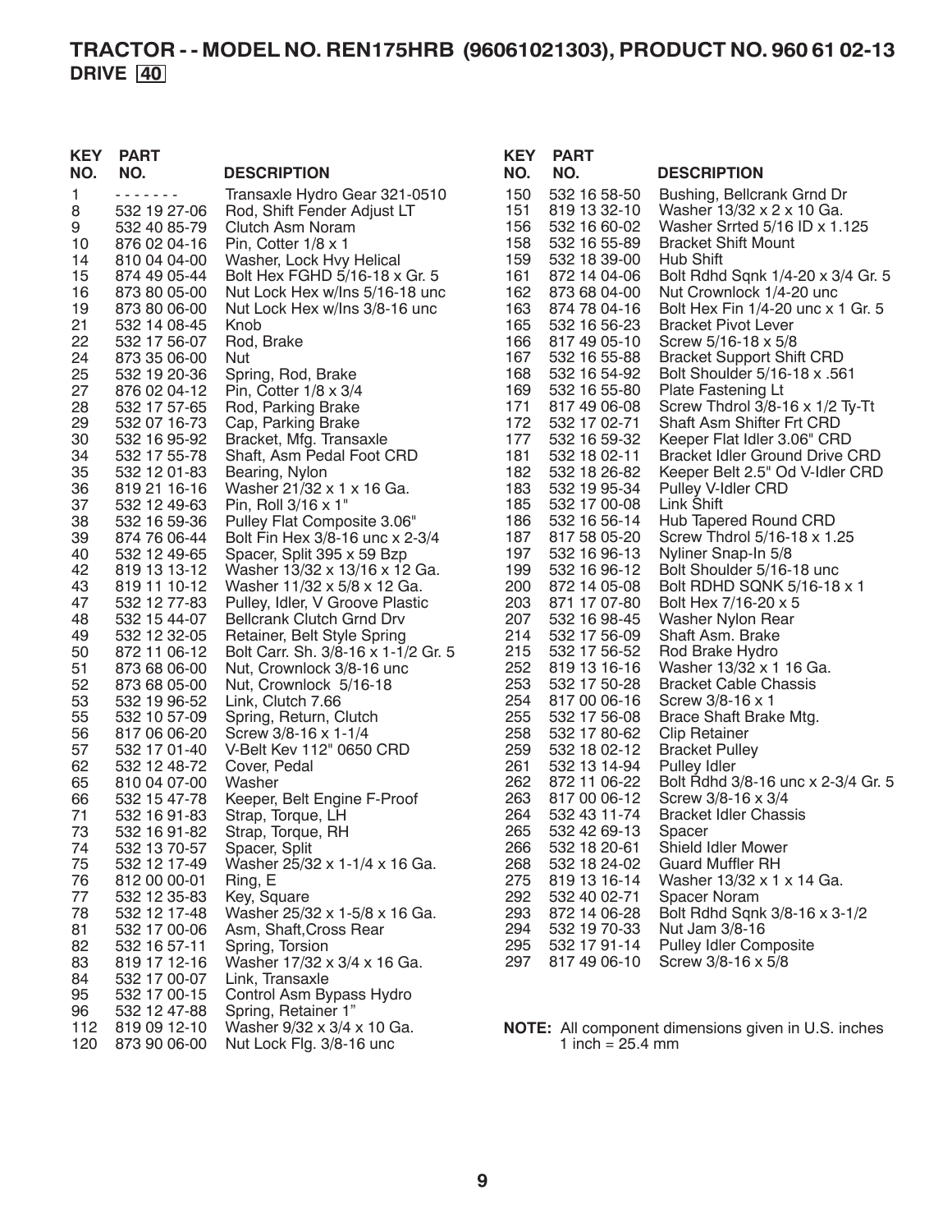# TRACTOR - - MODEL NO. REN175HRB (96061021303), PRODUCT NO. 960 61 02-13

## DRIVE 40

| KEY NO. | PART NO. | DESCRIPTION |
|---|---|---|
| 1 | - - - - - - - | Transaxle Hydro Gear 321-0510 |
| 8 | 532 19 27-06 | Rod, Shift Fender Adjust LT |
| 9 | 532 40 85-79 | Clutch Asm Noram |
| 10 | 876 02 04-16 | Pin, Cotter 1/8 x 1 |
| 14 | 810 04 04-00 | Washer, Lock Hvy Helical |
| 15 | 874 49 05-44 | Bolt Hex FGHD 5/16-18 x Gr. 5 |
| 16 | 873 80 05-00 | Nut Lock Hex w/Ins 5/16-18 unc |
| 19 | 873 80 06-00 | Nut Lock Hex w/Ins 3/8-16 unc |
| 21 | 532 14 08-45 | Knob |
| 22 | 532 17 56-07 | Rod, Brake |
| 24 | 873 35 06-00 | Nut |
| 25 | 532 19 20-36 | Spring, Rod, Brake |
| 27 | 876 02 04-12 | Pin, Cotter 1/8 x 3/4 |
| 28 | 532 17 57-65 | Rod, Parking Brake |
| 29 | 532 07 16-73 | Cap, Parking Brake |
| 30 | 532 16 95-92 | Bracket, Mfg. Transaxle |
| 34 | 532 17 55-78 | Shaft, Asm Pedal Foot CRD |
| 35 | 532 12 01-83 | Bearing, Nylon |
| 36 | 819 21 16-16 | Washer 21/32 x 1 x 16 Ga. |
| 37 | 532 12 49-63 | Pin, Roll 3/16 x 1" |
| 38 | 532 16 59-36 | Pulley Flat Composite 3.06" |
| 39 | 874 76 06-44 | Bolt Fin Hex 3/8-16 unc x 2-3/4 |
| 40 | 532 12 49-65 | Spacer, Split 395 x 59 Bzp |
| 42 | 819 13 13-12 | Washer 13/32 x 13/16 x 12 Ga. |
| 43 | 819 11 10-12 | Washer 11/32 x 5/8 x 12 Ga. |
| 47 | 532 12 77-83 | Pulley, Idler, V Groove Plastic |
| 48 | 532 15 44-07 | Bellcrank Clutch Grnd Drv |
| 49 | 532 12 32-05 | Retainer, Belt Style Spring |
| 50 | 872 11 06-12 | Bolt Carr. Sh. 3/8-16 x 1-1/2 Gr. 5 |
| 51 | 873 68 06-00 | Nut, Crownlock 3/8-16 unc |
| 52 | 873 68 05-00 | Nut, Crownlock 5/16-18 |
| 53 | 532 19 96-52 | Link, Clutch 7.66 |
| 55 | 532 10 57-09 | Spring, Return, Clutch |
| 56 | 817 06 06-20 | Screw 3/8-16 x 1-1/4 |
| 57 | 532 17 01-40 | V-Belt Kev 112" 0650 CRD |
| 62 | 532 12 48-72 | Cover, Pedal |
| 65 | 810 04 07-00 | Washer |
| 66 | 532 15 47-78 | Keeper, Belt Engine F-Proof |
| 71 | 532 16 91-83 | Strap, Torque, LH |
| 73 | 532 16 91-82 | Strap, Torque, RH |
| 74 | 532 13 70-57 | Spacer, Split |
| 75 | 532 12 17-49 | Washer 25/32 x 1-1/4 x 16 Ga. |
| 76 | 812 00 00-01 | Ring, E |
| 77 | 532 12 35-83 | Key, Square |
| 78 | 532 12 17-48 | Washer 25/32 x 1-5/8 x 16 Ga. |
| 81 | 532 17 00-06 | Asm, Shaft,Cross Rear |
| 82 | 532 16 57-11 | Spring, Torsion |
| 83 | 819 17 12-16 | Washer 17/32 x 3/4 x 16 Ga. |
| 84 | 532 17 00-07 | Link, Transaxle |
| 95 | 532 17 00-15 | Control Asm Bypass Hydro |
| 96 | 532 12 47-88 | Spring, Retainer 1" |
| 112 | 819 09 12-10 | Washer 9/32 x 3/4 x 10 Ga. |
| 120 | 873 90 06-00 | Nut Lock Flg. 3/8-16 unc |
| 150 | 532 16 58-50 | Bushing, Bellcrank Grnd Dr |
| 151 | 819 13 32-10 | Washer 13/32 x 2 x 10 Ga. |
| 156 | 532 16 60-02 | Washer Srrted 5/16 ID x 1.125 |
| 158 | 532 16 55-89 | Bracket Shift Mount |
| 159 | 532 18 39-00 | Hub Shift |
| 161 | 872 14 04-06 | Bolt Rdhd Sqnk 1/4-20 x 3/4 Gr. 5 |
| 162 | 873 68 04-00 | Nut Crownlock 1/4-20 unc |
| 163 | 874 78 04-16 | Bolt Hex Fin 1/4-20 unc x 1 Gr. 5 |
| 165 | 532 16 56-23 | Bracket Pivot Lever |
| 166 | 817 49 05-10 | Screw 5/16-18 x 5/8 |
| 167 | 532 16 55-88 | Bracket Support Shift CRD |
| 168 | 532 16 54-92 | Bolt Shoulder 5/16-18 x .561 |
| 169 | 532 16 55-80 | Plate Fastening Lt |
| 171 | 817 49 06-08 | Screw Thdrol 3/8-16 x 1/2 Ty-Tt |
| 172 | 532 17 02-71 | Shaft Asm Shifter Frt CRD |
| 177 | 532 16 59-32 | Keeper Flat Idler 3.06" CRD |
| 181 | 532 18 02-11 | Bracket Idler Ground Drive CRD |
| 182 | 532 18 26-82 | Keeper Belt 2.5" Od V-Idler CRD |
| 183 | 532 19 95-34 | Pulley V-Idler CRD |
| 185 | 532 17 00-08 | Link Shift |
| 186 | 532 16 56-14 | Hub Tapered Round CRD |
| 187 | 817 58 05-20 | Screw Thdrol 5/16-18 x 1.25 |
| 197 | 532 16 96-13 | Nyliner Snap-In 5/8 |
| 199 | 532 16 96-12 | Bolt Shoulder 5/16-18 unc |
| 200 | 872 14 05-08 | Bolt RDHD SQNK 5/16-18 x 1 |
| 203 | 871 17 07-80 | Bolt Hex 7/16-20 x 5 |
| 207 | 532 16 98-45 | Washer Nylon Rear |
| 214 | 532 17 56-09 | Shaft Asm. Brake |
| 215 | 532 17 56-52 | Rod Brake Hydro |
| 252 | 819 13 16-16 | Washer 13/32 x 1 16 Ga. |
| 253 | 532 17 50-28 | Bracket Cable Chassis |
| 254 | 817 00 06-16 | Screw 3/8-16 x 1 |
| 255 | 532 17 56-08 | Brace Shaft Brake Mtg. |
| 258 | 532 17 80-62 | Clip Retainer |
| 259 | 532 18 02-12 | Bracket Pulley |
| 261 | 532 13 14-94 | Pulley Idler |
| 262 | 872 11 06-22 | Bolt Rdhd 3/8-16 unc x 2-3/4 Gr. 5 |
| 263 | 817 00 06-12 | Screw 3/8-16 x 3/4 |
| 264 | 532 43 11-74 | Bracket Idler Chassis |
| 265 | 532 42 69-13 | Spacer |
| 266 | 532 18 20-61 | Shield Idler Mower |
| 268 | 532 18 24-02 | Guard Muffler RH |
| 275 | 819 13 16-14 | Washer 13/32 x 1 x 14 Ga. |
| 292 | 532 40 02-71 | Spacer Noram |
| 293 | 872 14 06-28 | Bolt Rdhd Sqnk 3/8-16 x 3-1/2 |
| 294 | 532 19 70-33 | Nut Jam 3/8-16 |
| 295 | 532 17 91-14 | Pulley Idler Composite |
| 297 | 817 49 06-10 | Screw 3/8-16 x 5/8 |

**NOTE:** All component dimensions given in U.S. inches
1 inch = 25.4 mm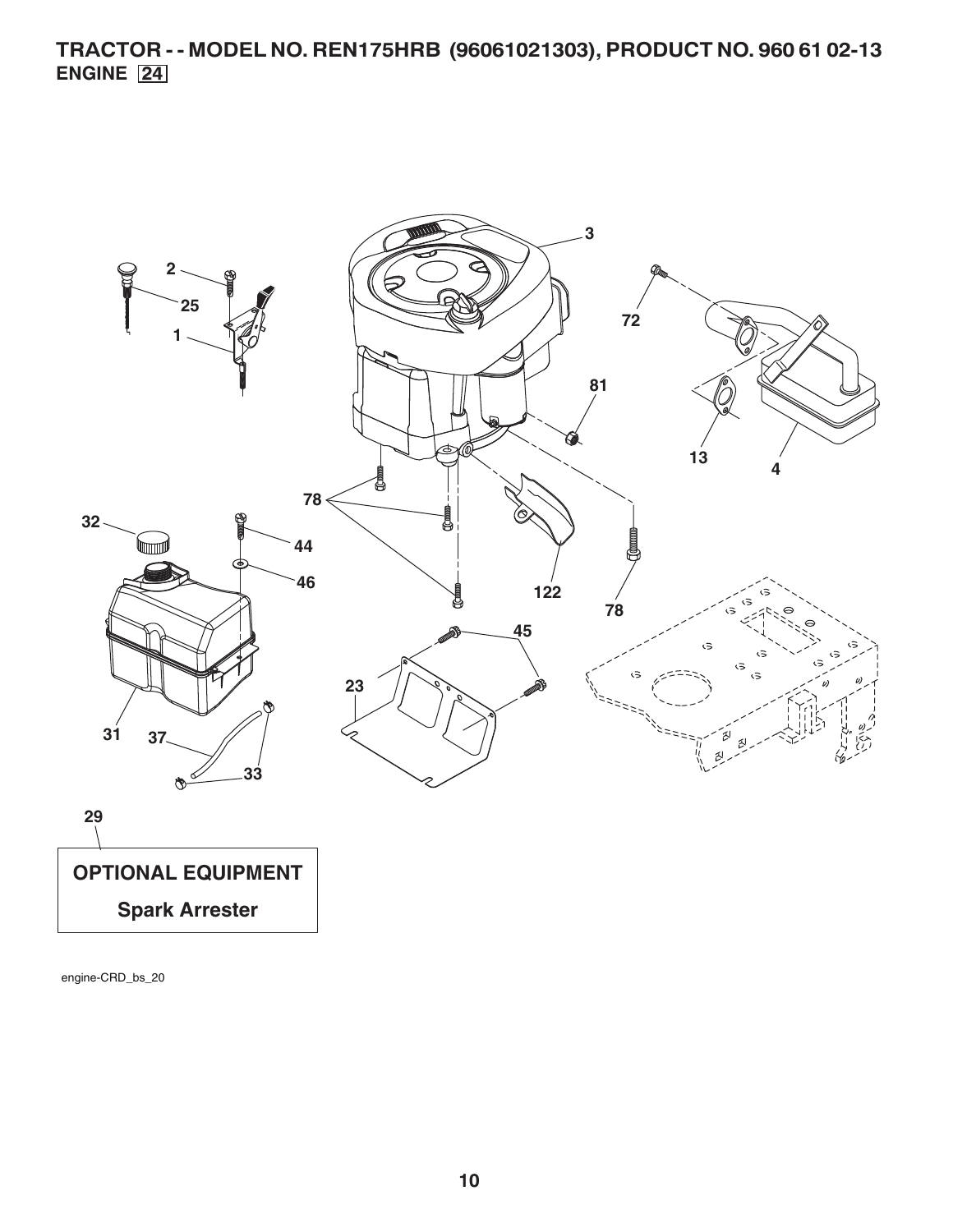# TRACTOR - - MODEL NO. REN175HRB (96061021303), PRODUCT NO. 960 61 02-13

## ENGINE 24

2

25

1

3

72

81

13

4

78

32

44

46

122

78

45

23

31

37

33

29

**OPTIONAL EQUIPMENT**

**Spark Arrester**

engine-CRD_bs_20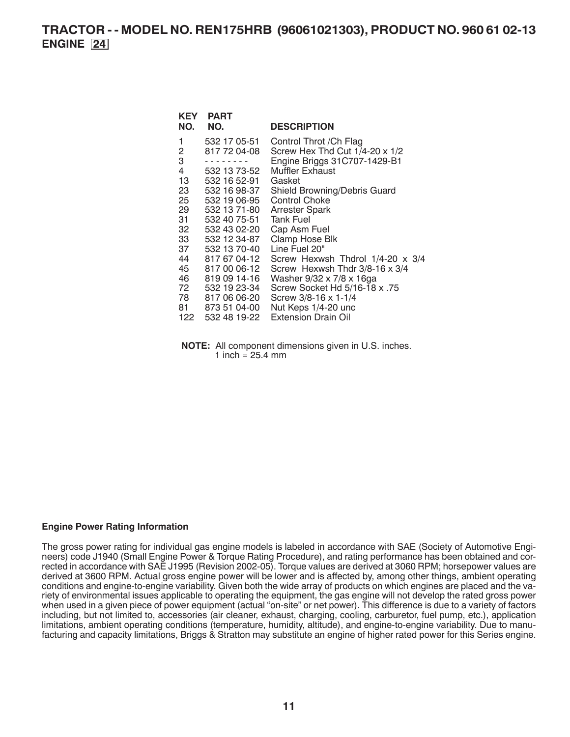# TRACTOR - - MODEL NO. REN175HRB (96061021303), PRODUCT NO. 960 61 02-13
## ENGINE 24

| KEY NO. | PART NO. | DESCRIPTION |
|---|---|---|
| 1 | 532 17 05-51 | Control Throt /Ch Flag |
| 2 | 817 72 04-08 | Screw Hex Thd Cut 1/4-20 x 1/2 |
| 3 | - - - - - - - - | Engine Briggs 31C707-1429-B1 |
| 4 | 532 13 73-52 | Muffler Exhaust |
| 13 | 532 16 52-91 | Gasket |
| 23 | 532 16 98-37 | Shield Browning/Debris Guard |
| 25 | 532 19 06-95 | Control Choke |
| 29 | 532 13 71-80 | Arrester Spark |
| 31 | 532 40 75-51 | Tank Fuel |
| 32 | 532 43 02-20 | Cap Asm Fuel |
| 33 | 532 12 34-87 | Clamp Hose Blk |
| 37 | 532 13 70-40 | Line Fuel 20" |
| 44 | 817 67 04-12 | Screw Hexwsh Thdrol 1/4-20 x 3/4 |
| 45 | 817 00 06-12 | Screw Hexwsh Thdr 3/8-16 x 3/4 |
| 46 | 819 09 14-16 | Washer 9/32 x 7/8 x 16ga |
| 72 | 532 19 23-34 | Screw Socket Hd 5/16-18 x .75 |
| 78 | 817 06 06-20 | Screw 3/8-16 x 1-1/4 |
| 81 | 873 51 04-00 | Nut Keps 1/4-20 unc |
| 122 | 532 48 19-22 | Extension Drain Oil |

**NOTE:** All component dimensions given in U.S. inches.
1 inch = 25.4 mm

**Engine Power Rating Information**

The gross power rating for individual gas engine models is labeled in accordance with SAE (Society of Automotive Engineers) code J1940 (Small Engine Power & Torque Rating Procedure), and rating performance has been obtained and corrected in accordance with SAE J1995 (Revision 2002-05). Torque values are derived at 3060 RPM; horsepower values are derived at 3600 RPM. Actual gross engine power will be lower and is affected by, among other things, ambient operating conditions and engine-to-engine variability. Given both the wide array of products on which engines are placed and the variety of environmental issues applicable to operating the equipment, the gas engine will not develop the rated gross power when used in a given piece of power equipment (actual "on-site" or net power). This difference is due to a variety of factors including, but not limited to, accessories (air cleaner, exhaust, charging, cooling, carburetor, fuel pump, etc.), application limitations, ambient operating conditions (temperature, humidity, altitude), and engine-to-engine variability. Due to manufacturing and capacity limitations, Briggs & Stratton may substitute an engine of higher rated power for this Series engine.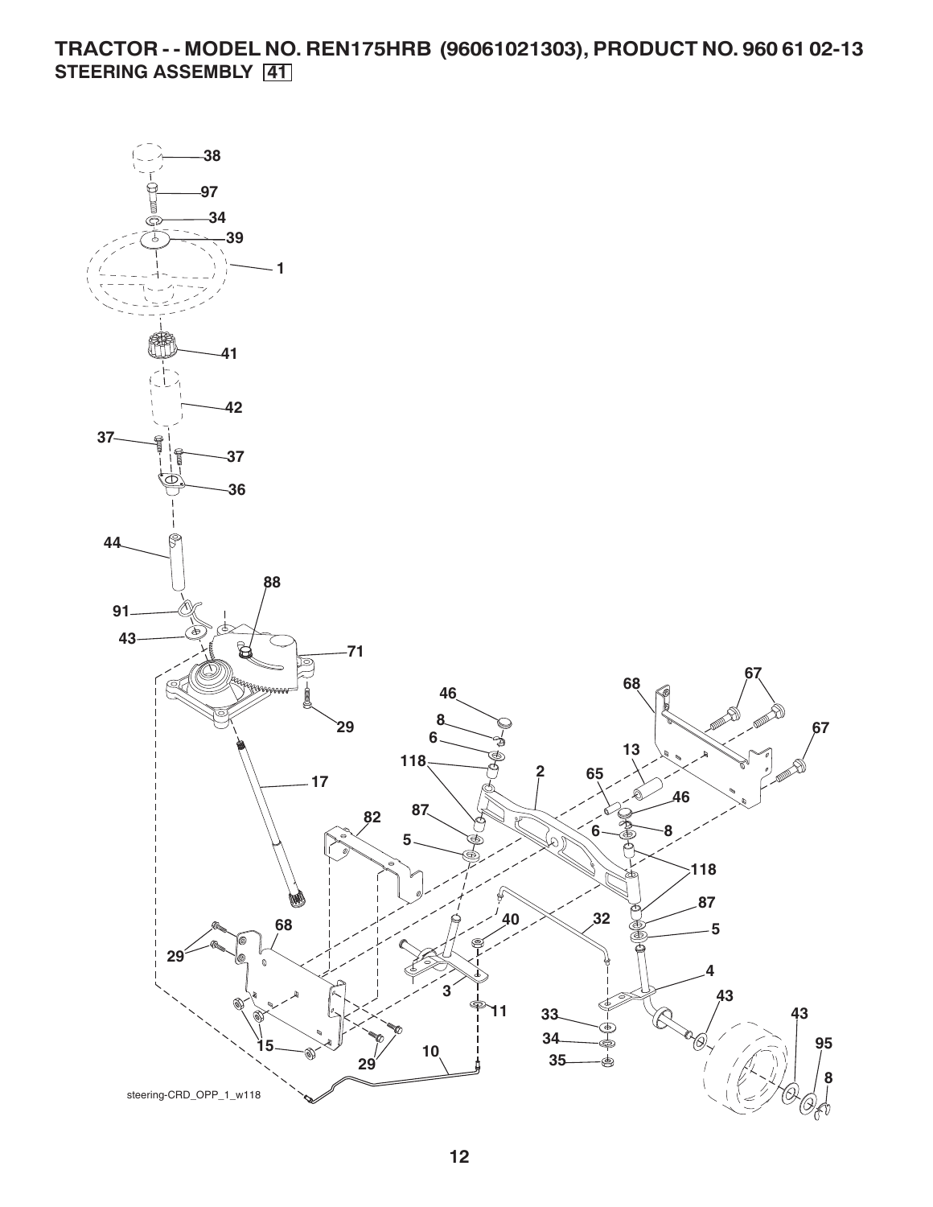# TRACTOR - - MODEL NO. REN175HRB (96061021303), PRODUCT NO. 960 61 02-13

## STEERING ASSEMBLY 41

38
97
34
39
1
41
42
37
37
36
44
88
91
43
71
29
46
8
6
118
2
13
65
46
6
8
118
87
5
68
67
67
67
17
82
87
5
40
32
87
5
68
29
3
11
4
43
33
34
35
43
95
8
15
29
10

steering-CRD_OPP_1_w118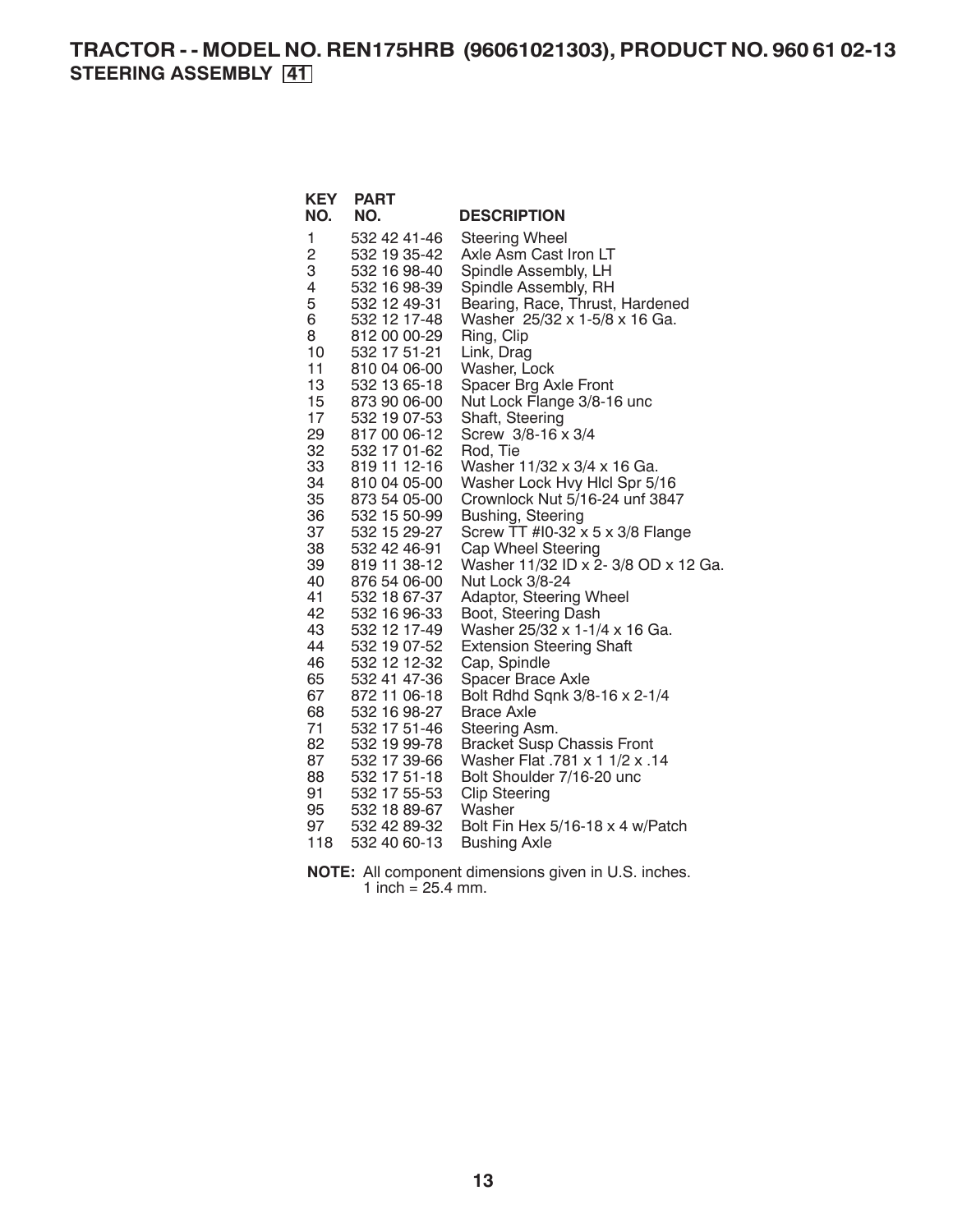# TRACTOR - - MODEL NO. REN175HRB (96061021303), PRODUCT NO. 960 61 02-13

## STEERING ASSEMBLY 41

| KEY NO. | PART NO. | DESCRIPTION |
|---|---|---|
| 1 | 532 42 41-46 | Steering Wheel |
| 2 | 532 19 35-42 | Axle Asm Cast Iron LT |
| 3 | 532 16 98-40 | Spindle Assembly, LH |
| 4 | 532 16 98-39 | Spindle Assembly, RH |
| 5 | 532 12 49-31 | Bearing, Race, Thrust, Hardened |
| 6 | 532 12 17-48 | Washer 25/32 x 1-5/8 x 16 Ga. |
| 8 | 812 00 00-29 | Ring, Clip |
| 10 | 532 17 51-21 | Link, Drag |
| 11 | 810 04 06-00 | Washer, Lock |
| 13 | 532 13 65-18 | Spacer Brg Axle Front |
| 15 | 873 90 06-00 | Nut Lock Flange 3/8-16 unc |
| 17 | 532 19 07-53 | Shaft, Steering |
| 29 | 817 00 06-12 | Screw 3/8-16 x 3/4 |
| 32 | 532 17 01-62 | Rod, Tie |
| 33 | 819 11 12-16 | Washer 11/32 x 3/4 x 16 Ga. |
| 34 | 810 04 05-00 | Washer Lock Hvy Hlcl Spr 5/16 |
| 35 | 873 54 05-00 | Crownlock Nut 5/16-24 unf 3847 |
| 36 | 532 15 50-99 | Bushing, Steering |
| 37 | 532 15 29-27 | Screw TT #I0-32 x 5 x 3/8 Flange |
| 38 | 532 42 46-91 | Cap Wheel Steering |
| 39 | 819 11 38-12 | Washer 11/32 ID x 2- 3/8 OD x 12 Ga. |
| 40 | 876 54 06-00 | Nut Lock 3/8-24 |
| 41 | 532 18 67-37 | Adaptor, Steering Wheel |
| 42 | 532 16 96-33 | Boot, Steering Dash |
| 43 | 532 12 17-49 | Washer 25/32 x 1-1/4 x 16 Ga. |
| 44 | 532 19 07-52 | Extension Steering Shaft |
| 46 | 532 12 12-32 | Cap, Spindle |
| 65 | 532 41 47-36 | Spacer Brace Axle |
| 67 | 872 11 06-18 | Bolt Rdhd Sqnk 3/8-16 x 2-1/4 |
| 68 | 532 16 98-27 | Brace Axle |
| 71 | 532 17 51-46 | Steering Asm. |
| 82 | 532 19 99-78 | Bracket Susp Chassis Front |
| 87 | 532 17 39-66 | Washer Flat .781 x 1 1/2 x .14 |
| 88 | 532 17 51-18 | Bolt Shoulder 7/16-20 unc |
| 91 | 532 17 55-53 | Clip Steering |
| 95 | 532 18 89-67 | Washer |
| 97 | 532 42 89-32 | Bolt Fin Hex 5/16-18 x 4 w/Patch |
| 118 | 532 40 60-13 | Bushing Axle |

**NOTE:** All component dimensions given in U.S. inches.
1 inch = 25.4 mm.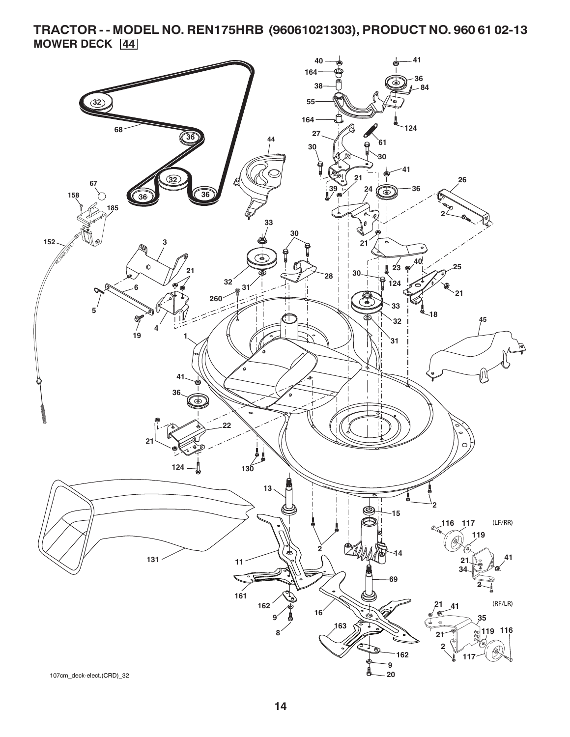# TRACTOR - - MODEL NO. REN175HRB (96061021303), PRODUCT NO. 960 61 02-13

## MOWER DECK 44

107cm_deck-elect.(CRD)_32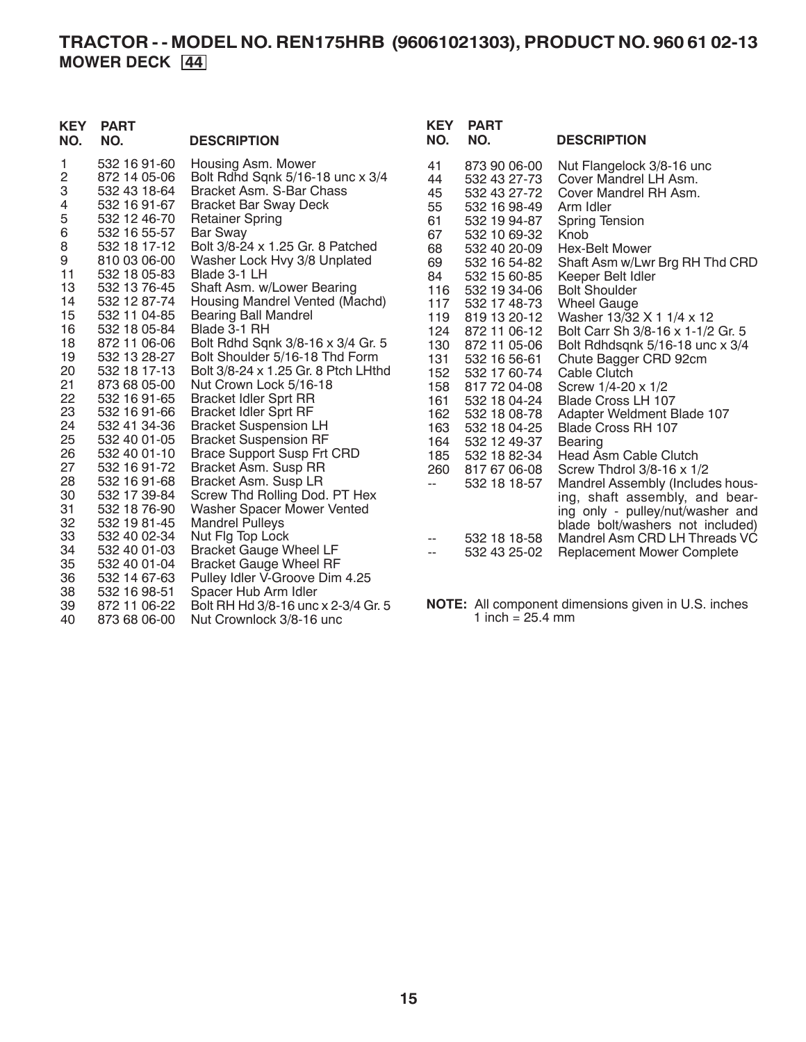# TRACTOR - - MODEL NO. REN175HRB (96061021303), PRODUCT NO. 960 61 02-13

## MOWER DECK 44

| KEY NO. | PART NO. | DESCRIPTION |
|---|---|---|
| 1 | 532 16 91-60 | Housing Asm. Mower |
| 2 | 872 14 05-06 | Bolt Rdhd Sqnk 5/16-18 unc x 3/4 |
| 3 | 532 43 18-64 | Bracket Asm. S-Bar Chass |
| 4 | 532 16 91-67 | Bracket Bar Sway Deck |
| 5 | 532 12 46-70 | Retainer Spring |
| 6 | 532 16 55-57 | Bar Sway |
| 8 | 532 18 17-12 | Bolt 3/8-24 x 1.25 Gr. 8 Patched |
| 9 | 810 03 06-00 | Washer Lock Hvy 3/8 Unplated |
| 11 | 532 18 05-83 | Blade 3-1 LH |
| 13 | 532 13 76-45 | Shaft Asm. w/Lower Bearing |
| 14 | 532 12 87-74 | Housing Mandrel Vented (Machd) |
| 15 | 532 11 04-85 | Bearing Ball Mandrel |
| 16 | 532 18 05-84 | Blade 3-1 RH |
| 18 | 872 11 06-06 | Bolt Rdhd Sqnk 3/8-16 x 3/4 Gr. 5 |
| 19 | 532 13 28-27 | Bolt Shoulder 5/16-18 Thd Form |
| 20 | 532 18 17-13 | Bolt 3/8-24 x 1.25 Gr. 8 Ptch LHthd |
| 21 | 873 68 05-00 | Nut Crown Lock 5/16-18 |
| 22 | 532 16 91-65 | Bracket Idler Sprt RR |
| 23 | 532 16 91-66 | Bracket Idler Sprt RF |
| 24 | 532 41 34-36 | Bracket Suspension LH |
| 25 | 532 40 01-05 | Bracket Suspension RF |
| 26 | 532 40 01-10 | Brace Support Susp Frt CRD |
| 27 | 532 16 91-72 | Bracket Asm. Susp RR |
| 28 | 532 16 91-68 | Bracket Asm. Susp LR |
| 30 | 532 17 39-84 | Screw Thd Rolling Dod. PT Hex |
| 31 | 532 18 76-90 | Washer Spacer Mower Vented |
| 32 | 532 19 81-45 | Mandrel Pulleys |
| 33 | 532 40 02-34 | Nut Flg Top Lock |
| 34 | 532 40 01-03 | Bracket Gauge Wheel LF |
| 35 | 532 40 01-04 | Bracket Gauge Wheel RF |
| 36 | 532 14 67-63 | Pulley Idler V-Groove Dim 4.25 |
| 38 | 532 16 98-51 | Spacer Hub Arm Idler |
| 39 | 872 11 06-22 | Bolt RH Hd 3/8-16 unc x 2-3/4 Gr. 5 |
| 40 | 873 68 06-00 | Nut Crownlock 3/8-16 unc |
| 41 | 873 90 06-00 | Nut Flangelock 3/8-16 unc |
| 44 | 532 43 27-73 | Cover Mandrel LH Asm. |
| 45 | 532 43 27-72 | Cover Mandrel RH Asm. |
| 55 | 532 16 98-49 | Arm Idler |
| 61 | 532 19 94-87 | Spring Tension |
| 67 | 532 10 69-32 | Knob |
| 68 | 532 40 20-09 | Hex-Belt Mower |
| 69 | 532 16 54-82 | Shaft Asm w/Lwr Brg RH Thd CRD |
| 84 | 532 15 60-85 | Keeper Belt Idler |
| 116 | 532 19 34-06 | Bolt Shoulder |
| 117 | 532 17 48-73 | Wheel Gauge |
| 119 | 819 13 20-12 | Washer 13/32 X 1 1/4 x 12 |
| 124 | 872 11 06-12 | Bolt Carr Sh 3/8-16 x 1-1/2 Gr. 5 |
| 130 | 872 11 05-06 | Bolt Rdhdsqnk 5/16-18 unc x 3/4 |
| 131 | 532 16 56-61 | Chute Bagger CRD 92cm |
| 152 | 532 17 60-74 | Cable Clutch |
| 158 | 817 72 04-08 | Screw 1/4-20 x 1/2 |
| 161 | 532 18 04-24 | Blade Cross LH 107 |
| 162 | 532 18 08-78 | Adapter Weldment Blade 107 |
| 163 | 532 18 04-25 | Blade Cross RH 107 |
| 164 | 532 12 49-37 | Bearing |
| 185 | 532 18 82-34 | Head Asm Cable Clutch |
| 260 | 817 67 06-08 | Screw Thdrol 3/8-16 x 1/2 |
| -- | 532 18 18-57 | Mandrel Assembly (Includes housing, shaft assembly, and bearing only - pulley/nut/washer and blade bolt/washers not included) |
| -- | 532 18 18-58 | Mandrel Asm CRD LH Threads VC |
| -- | 532 43 25-02 | Replacement Mower Complete |

**NOTE:** All component dimensions given in U.S. inches
1 inch = 25.4 mm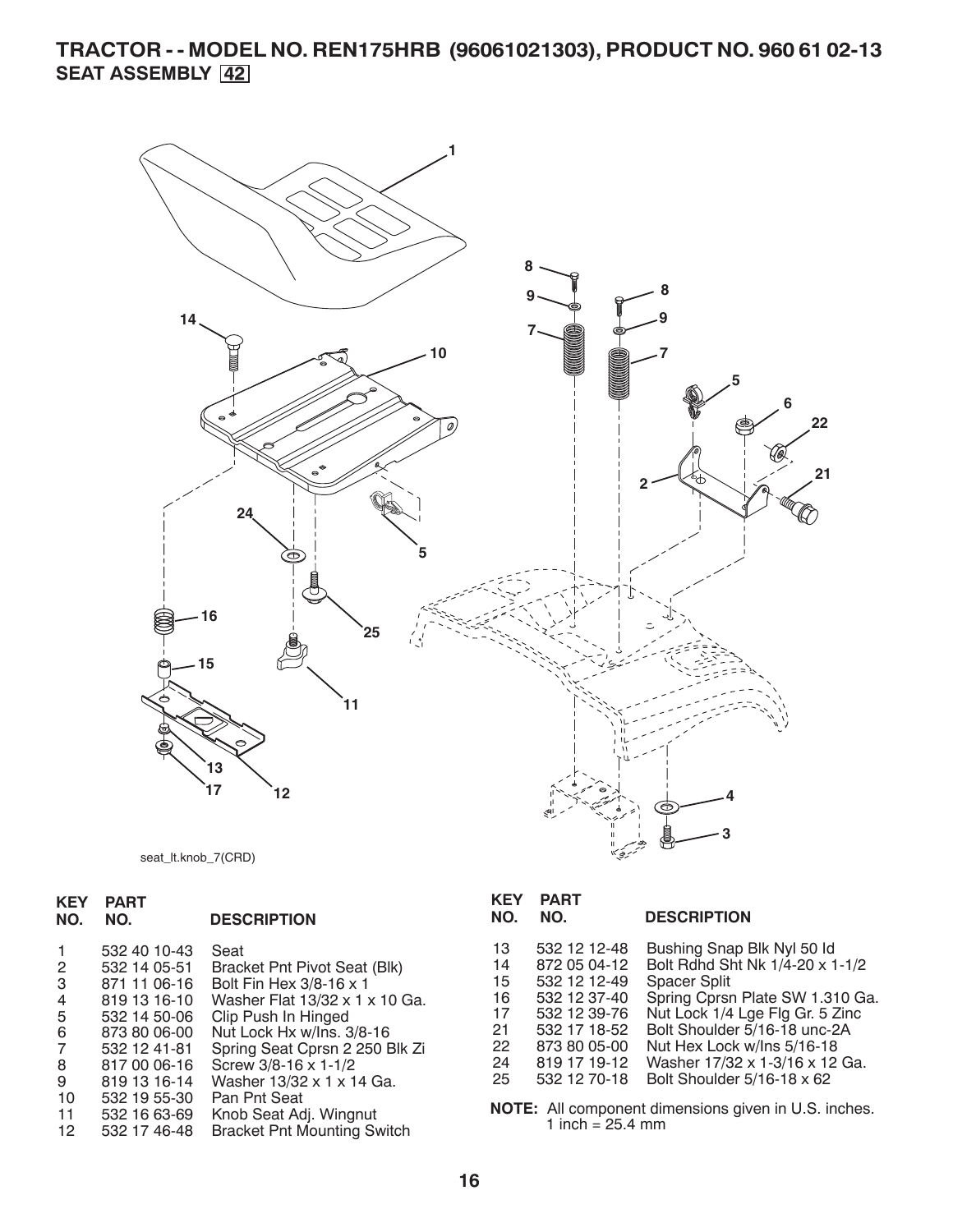# TRACTOR - - MODEL NO. REN175HRB (96061021303), PRODUCT NO. 960 61 02-13
## SEAT ASSEMBLY 42

seat_lt.knob_7(CRD)

| KEY NO. | PART NO. | DESCRIPTION |
|---|---|---|
| 1 | 532 40 10-43 | Seat |
| 2 | 532 14 05-51 | Bracket Pnt Pivot Seat (Blk) |
| 3 | 871 11 06-16 | Bolt Fin Hex 3/8-16 x 1 |
| 4 | 819 13 16-10 | Washer Flat 13/32 x 1 x 10 Ga. |
| 5 | 532 14 50-06 | Clip Push In Hinged |
| 6 | 873 80 06-00 | Nut Lock Hx w/Ins. 3/8-16 |
| 7 | 532 12 41-81 | Spring Seat Cprsn 2 250 Blk Zi |
| 8 | 817 00 06-16 | Screw 3/8-16 x 1-1/2 |
| 9 | 819 13 16-14 | Washer 13/32 x 1 x 14 Ga. |
| 10 | 532 19 55-30 | Pan Pnt Seat |
| 11 | 532 16 63-69 | Knob Seat Adj. Wingnut |
| 12 | 532 17 46-48 | Bracket Pnt Mounting Switch |
| 13 | 532 12 12-48 | Bushing Snap Blk Nyl 50 Id |
| 14 | 872 05 04-12 | Bolt Rdhd Sht Nk 1/4-20 x 1-1/2 |
| 15 | 532 12 12-49 | Spacer Split |
| 16 | 532 12 37-40 | Spring Cprsn Plate SW 1.310 Ga. |
| 17 | 532 12 39-76 | Nut Lock 1/4 Lge Flg Gr. 5 Zinc |
| 21 | 532 17 18-52 | Bolt Shoulder 5/16-18 unc-2A |
| 22 | 873 80 05-00 | Nut Hex Lock w/Ins 5/16-18 |
| 24 | 819 17 19-12 | Washer 17/32 x 1-3/16 x 12 Ga. |
| 25 | 532 12 70-18 | Bolt Shoulder 5/16-18 x 62 |

**NOTE:** All component dimensions given in U.S. inches.
1 inch = 25.4 mm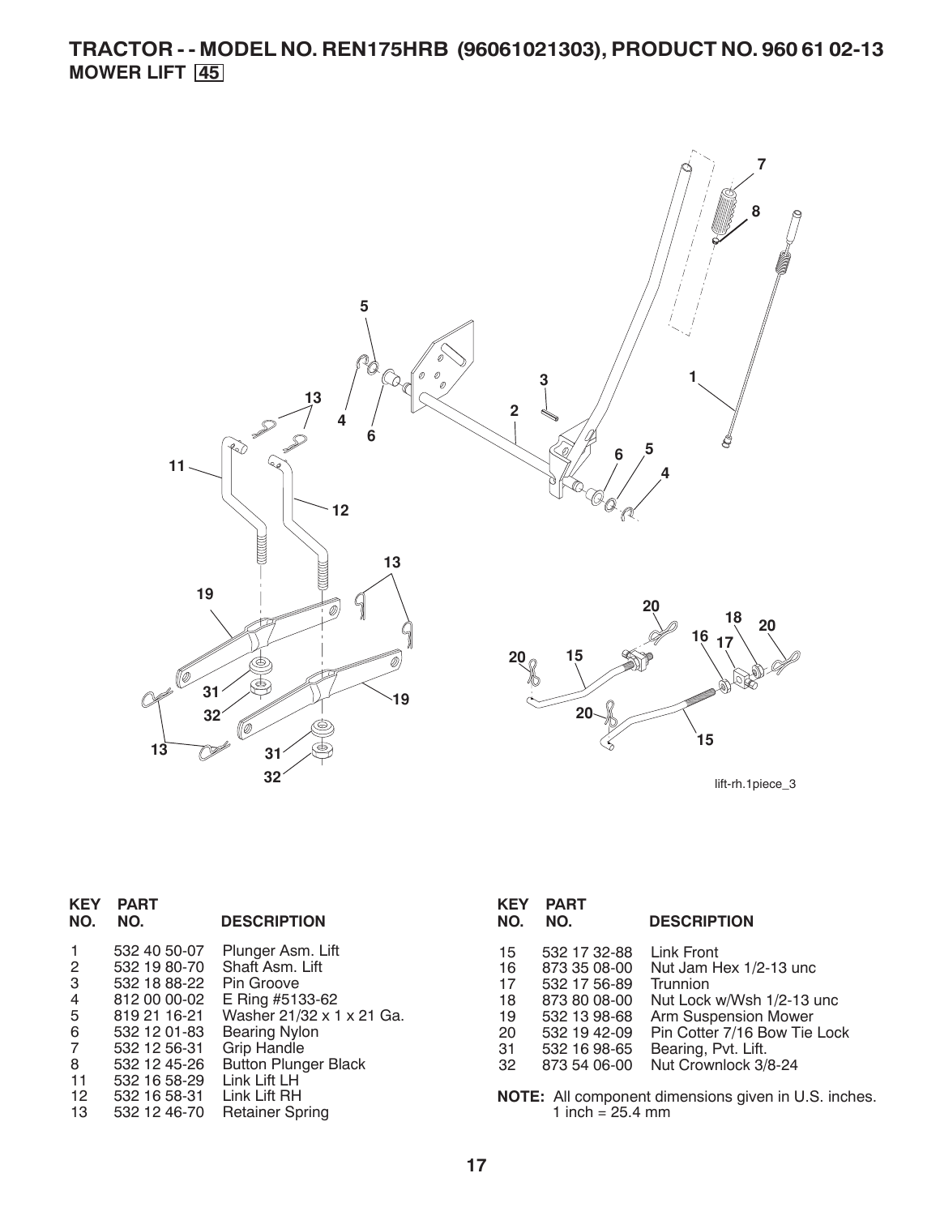# TRACTOR - - MODEL NO. REN175HRB (96061021303), PRODUCT NO. 960 61 02-13

## MOWER LIFT 45

lift-rh.1piece_3

| KEY NO. | PART NO. | DESCRIPTION |
|---|---|---|
| 1 | 532 40 50-07 | Plunger Asm. Lift |
| 2 | 532 19 80-70 | Shaft Asm. Lift |
| 3 | 532 18 88-22 | Pin Groove |
| 4 | 812 00 00-02 | E Ring #5133-62 |
| 5 | 819 21 16-21 | Washer 21/32 x 1 x 21 Ga. |
| 6 | 532 12 01-83 | Bearing Nylon |
| 7 | 532 12 56-31 | Grip Handle |
| 8 | 532 12 45-26 | Button Plunger Black |
| 11 | 532 16 58-29 | Link Lift LH |
| 12 | 532 16 58-31 | Link Lift RH |
| 13 | 532 12 46-70 | Retainer Spring |
| 15 | 532 17 32-88 | Link Front |
| 16 | 873 35 08-00 | Nut Jam Hex 1/2-13 unc |
| 17 | 532 17 56-89 | Trunnion |
| 18 | 873 80 08-00 | Nut Lock w/Wsh 1/2-13 unc |
| 19 | 532 13 98-68 | Arm Suspension Mower |
| 20 | 532 19 42-09 | Pin Cotter 7/16 Bow Tie Lock |
| 31 | 532 16 98-65 | Bearing, Pvt. Lift. |
| 32 | 873 54 06-00 | Nut Crownlock 3/8-24 |

**NOTE:** All component dimensions given in U.S. inches.
1 inch = 25.4 mm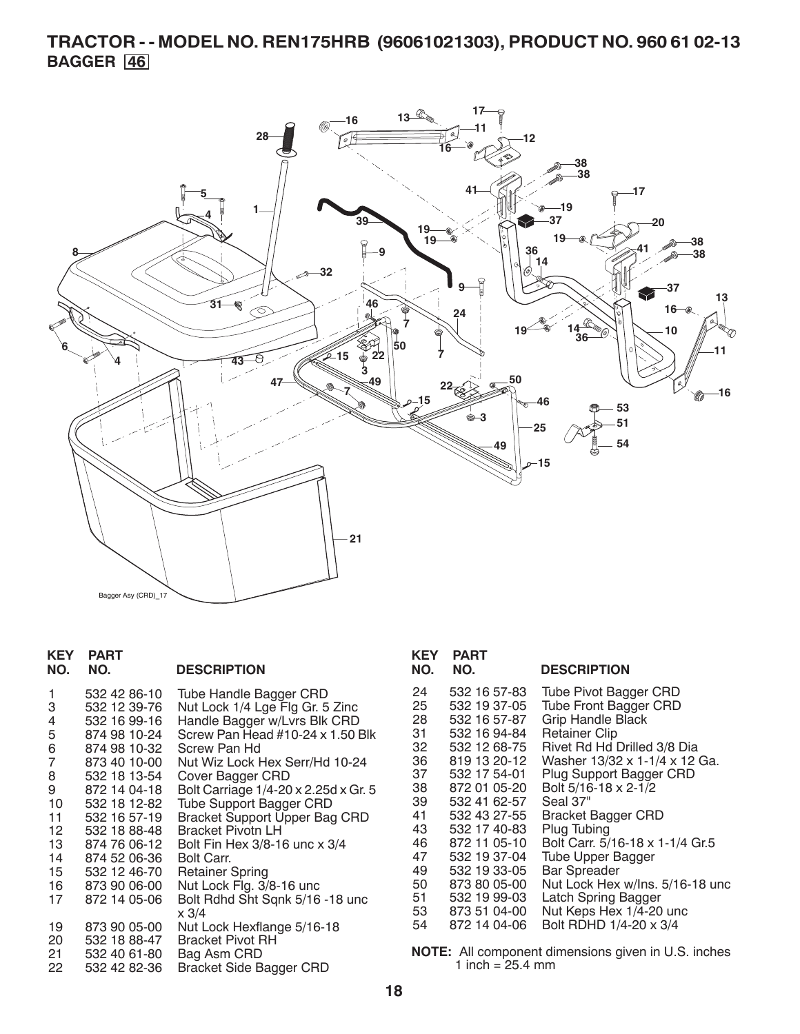# TRACTOR - - MODEL NO. REN175HRB (96061021303), PRODUCT NO. 960 61 02-13

## BAGGER 46

Bagger Asy (CRD)_17

| KEY NO. | PART NO. | DESCRIPTION |
|---|---|---|
| 1 | 532 42 86-10 | Tube Handle Bagger CRD |
| 3 | 532 12 39-76 | Nut Lock 1/4 Lge Flg Gr. 5 Zinc |
| 4 | 532 16 99-16 | Handle Bagger w/Lvrs Blk CRD |
| 5 | 874 98 10-24 | Screw Pan Head #10-24 x 1.50 Blk |
| 6 | 874 98 10-32 | Screw Pan Hd |
| 7 | 873 40 10-00 | Nut Wiz Lock Hex Serr/Hd 10-24 |
| 8 | 532 18 13-54 | Cover Bagger CRD |
| 9 | 872 14 04-18 | Bolt Carriage 1/4-20 x 2.25d x Gr. 5 |
| 10 | 532 18 12-82 | Tube Support Bagger CRD |
| 11 | 532 16 57-19 | Bracket Support Upper Bag CRD |
| 12 | 532 18 88-48 | Bracket Pivotn LH |
| 13 | 874 76 06-12 | Bolt Fin Hex 3/8-16 unc x 3/4 |
| 14 | 874 52 06-36 | Bolt Carr. |
| 15 | 532 12 46-70 | Retainer Spring |
| 16 | 873 90 06-00 | Nut Lock Flg. 3/8-16 unc |
| 17 | 872 14 05-06 | Bolt Rdhd Sht Sqnk 5/16 -18 unc x 3/4 |
| 19 | 873 90 05-00 | Nut Lock Hexflange 5/16-18 |
| 20 | 532 18 88-47 | Bracket Pivot RH |
| 21 | 532 40 61-80 | Bag Asm CRD |
| 22 | 532 42 82-36 | Bracket Side Bagger CRD |
| 24 | 532 16 57-83 | Tube Pivot Bagger CRD |
| 25 | 532 19 37-05 | Tube Front Bagger CRD |
| 28 | 532 16 57-87 | Grip Handle Black |
| 31 | 532 16 94-84 | Retainer Clip |
| 32 | 532 12 68-75 | Rivet Rd Hd Drilled 3/8 Dia |
| 36 | 819 13 20-12 | Washer 13/32 x 1-1/4 x 12 Ga. |
| 37 | 532 17 54-01 | Plug Support Bagger CRD |
| 38 | 872 01 05-20 | Bolt 5/16-18 x 2-1/2 |
| 39 | 532 41 62-57 | Seal 37" |
| 41 | 532 43 27-55 | Bracket Bagger CRD |
| 43 | 532 17 40-83 | Plug Tubing |
| 46 | 872 11 05-10 | Bolt Carr. 5/16-18 x 1-1/4 Gr.5 |
| 47 | 532 19 37-04 | Tube Upper Bagger |
| 49 | 532 19 33-05 | Bar Spreader |
| 50 | 873 80 05-00 | Nut Lock Hex w/Ins. 5/16-18 unc |
| 51 | 532 19 99-03 | Latch Spring Bagger |
| 53 | 873 51 04-00 | Nut Keps Hex 1/4-20 unc |
| 54 | 872 14 04-06 | Bolt RDHD 1/4-20 x 3/4 |

**NOTE:** All component dimensions given in U.S. inches
1 inch = 25.4 mm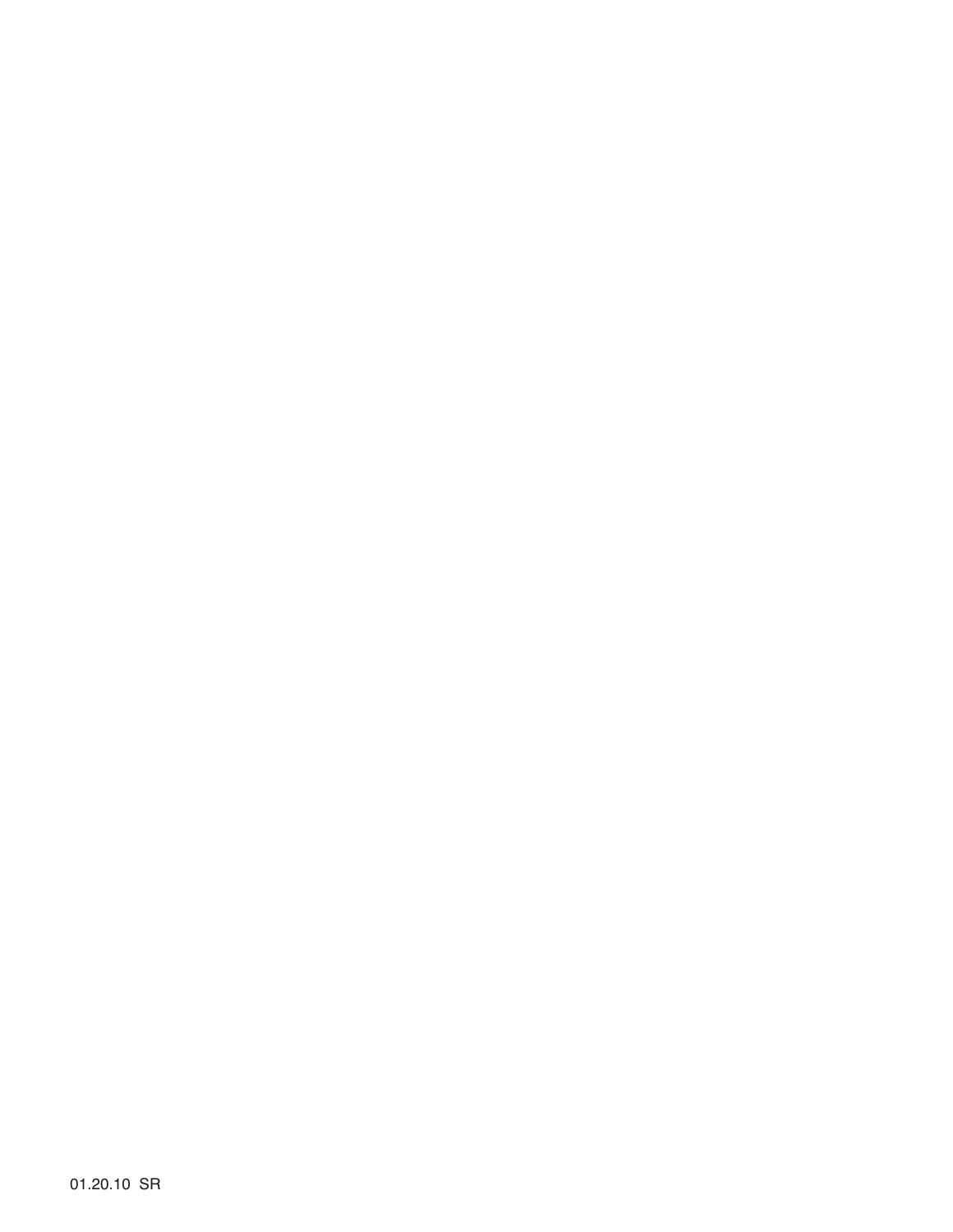01.20.10 SR